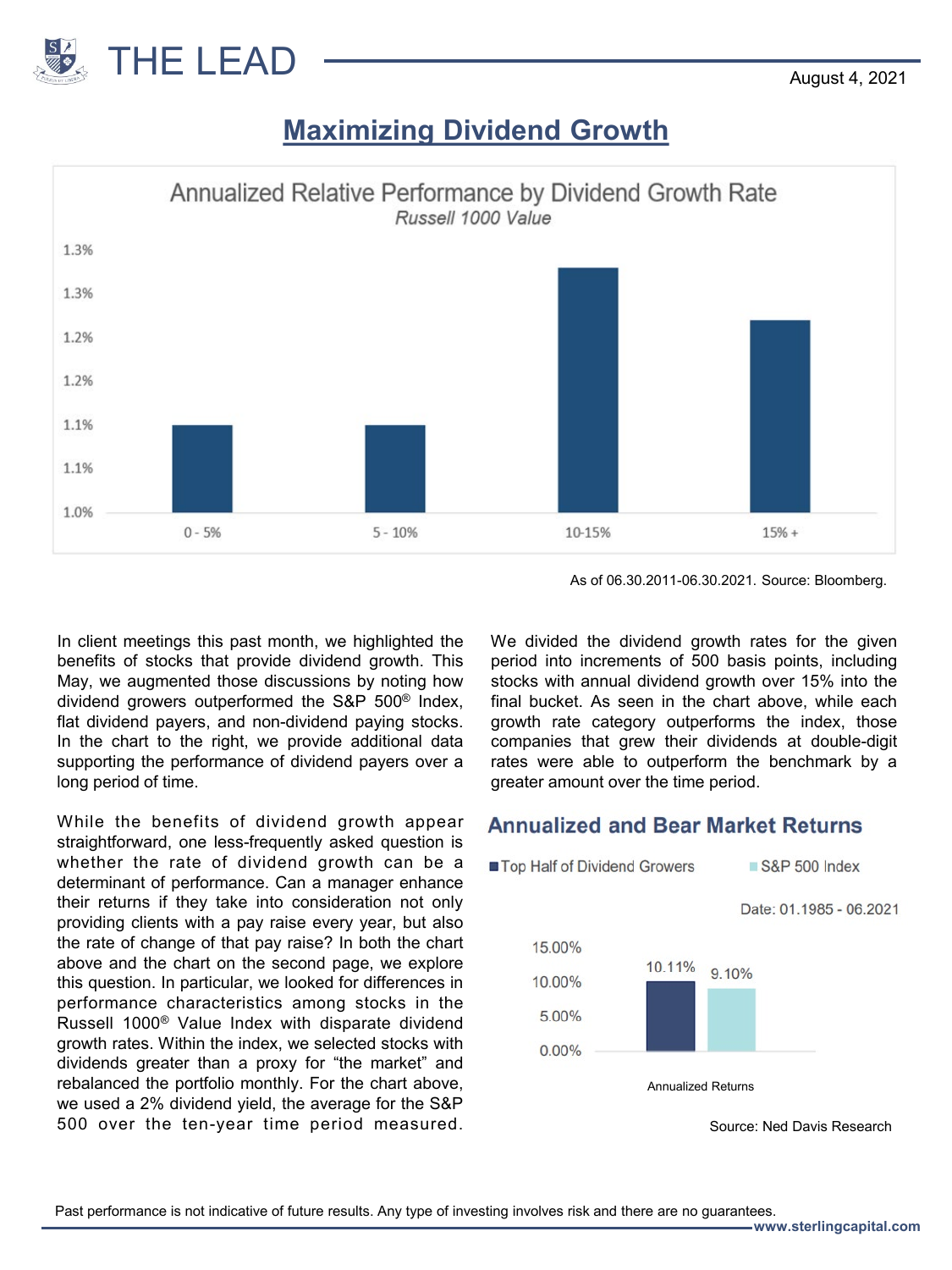# THE LEAD

August 4, 2021

## Maximizing Dividend Growth

**Annualized Relative Performance by Dividend Growth Rate**
*Russell 1000 Value*

| Dividend Growth Rate | 0 - 5% | 5 - 10% | 10-15% | 15% + |
|---|---|---|---|---|

As of 06.30.2011-06.30.2021. Source: Bloomberg.

In client meetings this past month, we highlighted the benefits of stocks that provide dividend growth. This May, we augmented those discussions by noting how dividend growers outperformed the S&P 500® Index, flat dividend payers, and non-dividend paying stocks. In the chart to the right, we provide additional data supporting the performance of dividend payers over a long period of time.

While the benefits of dividend growth appear straightforward, one less-frequently asked question is whether the rate of dividend growth can be a determinant of performance. Can a manager enhance their returns if they take into consideration not only providing clients with a pay raise every year, but also the rate of change of that pay raise? In both the chart above and the chart on the second page, we explore this question. In particular, we looked for differences in performance characteristics among stocks in the Russell 1000® Value Index with disparate dividend growth rates. Within the index, we selected stocks with dividends greater than a proxy for "the market" and rebalanced the portfolio monthly. For the chart above, we used a 2% dividend yield, the average for the S&P 500 over the ten-year time period measured.

We divided the dividend growth rates for the given period into increments of 500 basis points, including stocks with annual dividend growth over 15% into the final bucket. As seen in the chart above, while each growth rate category outperforms the index, those companies that grew their dividends at double-digit rates were able to outperform the benchmark by a greater amount over the time period.

### Annualized and Bear Market Returns

Date: 01.1985 - 06.2021

| | Top Half of Dividend Growers | S&P 500 Index |
|---|---|---|
| Annualized Returns | 10.11% | 9.10% |

Source: Ned Davis Research

Past performance is not indicative of future results. Any type of investing involves risk and there are no guarantees.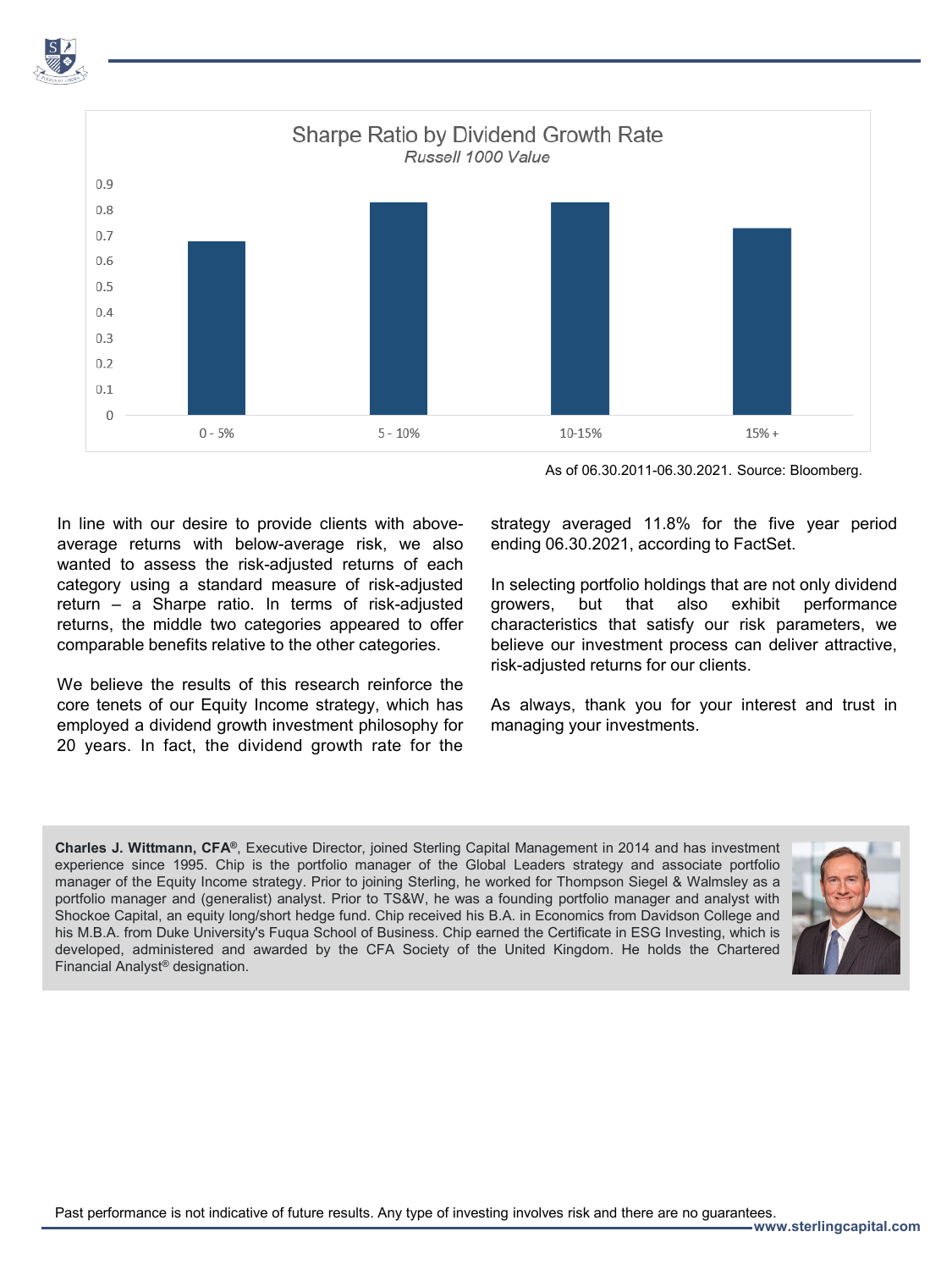## Sharpe Ratio by Dividend Growth Rate

*Russell 1000 Value*

| Dividend Growth Rate | Sharpe Ratio |
|---|---|
| 0 - 5% | 0.68 |
| 5 - 10% | 0.83 |
| 10-15% | 0.83 |
| 15% + | 0.73 |

As of 06.30.2011-06.30.2021. Source: Bloomberg.

In line with our desire to provide clients with above-average returns with below-average risk, we also wanted to assess the risk-adjusted returns of each category using a standard measure of risk-adjusted return – a Sharpe ratio. In terms of risk-adjusted returns, the middle two categories appeared to offer comparable benefits relative to the other categories.

We believe the results of this research reinforce the core tenets of our Equity Income strategy, which has employed a dividend growth investment philosophy for 20 years. In fact, the dividend growth rate for the strategy averaged 11.8% for the five year period ending 06.30.2021, according to FactSet.

In selecting portfolio holdings that are not only dividend growers, but that also exhibit performance characteristics that satisfy our risk parameters, we believe our investment process can deliver attractive, risk-adjusted returns for our clients.

As always, thank you for your interest and trust in managing your investments.

**Charles J. Wittmann, CFA®**, Executive Director, joined Sterling Capital Management in 2014 and has investment experience since 1995. Chip is the portfolio manager of the Global Leaders strategy and associate portfolio manager of the Equity Income strategy. Prior to joining Sterling, he worked for Thompson Siegel & Walmsley as a portfolio manager and (generalist) analyst. Prior to TS&W, he was a founding portfolio manager and analyst with Shockoe Capital, an equity long/short hedge fund. Chip received his B.A. in Economics from Davidson College and his M.B.A. from Duke University's Fuqua School of Business. Chip earned the Certificate in ESG Investing, which is developed, administered and awarded by the CFA Society of the United Kingdom. He holds the Chartered Financial Analyst® designation.

Past performance is not indicative of future results. Any type of investing involves risk and there are no guarantees.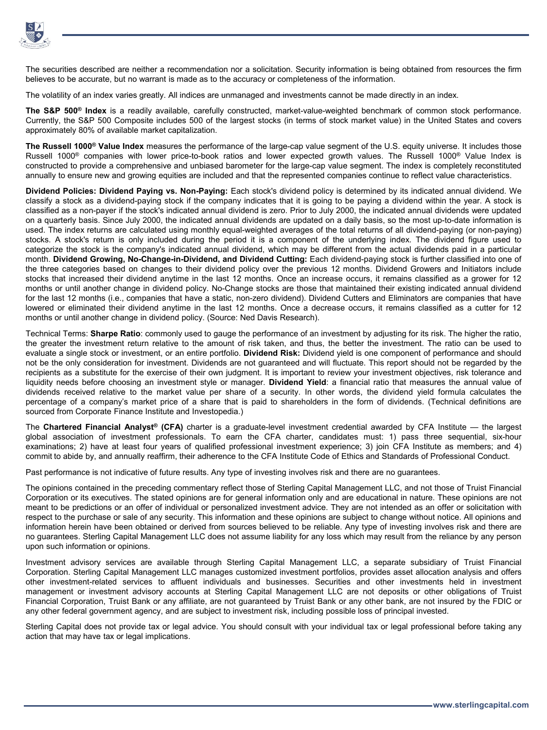The securities described are neither a recommendation nor a solicitation. Security information is being obtained from resources the firm believes to be accurate, but no warrant is made as to the accuracy or completeness of the information.

The volatility of an index varies greatly. All indices are unmanaged and investments cannot be made directly in an index.

**The S&P 500® Index** is a readily available, carefully constructed, market-value-weighted benchmark of common stock performance. Currently, the S&P 500 Composite includes 500 of the largest stocks (in terms of stock market value) in the United States and covers approximately 80% of available market capitalization.

**The Russell 1000® Value Index** measures the performance of the large-cap value segment of the U.S. equity universe. It includes those Russell 1000® companies with lower price-to-book ratios and lower expected growth values. The Russell 1000® Value Index is constructed to provide a comprehensive and unbiased barometer for the large-cap value segment. The index is completely reconstituted annually to ensure new and growing equities are included and that the represented companies continue to reflect value characteristics.

**Dividend Policies: Dividend Paying vs. Non-Paying:** Each stock's dividend policy is determined by its indicated annual dividend. We classify a stock as a dividend-paying stock if the company indicates that it is going to be paying a dividend within the year. A stock is classified as a non-payer if the stock's indicated annual dividend is zero. Prior to July 2000, the indicated annual dividends were updated on a quarterly basis. Since July 2000, the indicated annual dividends are updated on a daily basis, so the most up-to-date information is used. The index returns are calculated using monthly equal-weighted averages of the total returns of all dividend-paying (or non-paying) stocks. A stock's return is only included during the period it is a component of the underlying index. The dividend figure used to categorize the stock is the company's indicated annual dividend, which may be different from the actual dividends paid in a particular month. **Dividend Growing, No-Change-in-Dividend, and Dividend Cutting:** Each dividend-paying stock is further classified into one of the three categories based on changes to their dividend policy over the previous 12 months. Dividend Growers and Initiators include stocks that increased their dividend anytime in the last 12 months. Once an increase occurs, it remains classified as a grower for 12 months or until another change in dividend policy. No-Change stocks are those that maintained their existing indicated annual dividend for the last 12 months (i.e., companies that have a static, non-zero dividend). Dividend Cutters and Eliminators are companies that have lowered or eliminated their dividend anytime in the last 12 months. Once a decrease occurs, it remains classified as a cutter for 12 months or until another change in dividend policy. (Source: Ned Davis Research).

Technical Terms: **Sharpe Ratio**: commonly used to gauge the performance of an investment by adjusting for its risk. The higher the ratio, the greater the investment return relative to the amount of risk taken, and thus, the better the investment. The ratio can be used to evaluate a single stock or investment, or an entire portfolio. **Dividend Risk:** Dividend yield is one component of performance and should not be the only consideration for investment. Dividends are not guaranteed and will fluctuate. This report should not be regarded by the recipients as a substitute for the exercise of their own judgment. It is important to review your investment objectives, risk tolerance and liquidity needs before choosing an investment style or manager. **Dividend Yield**: a financial ratio that measures the annual value of dividends received relative to the market value per share of a security. In other words, the dividend yield formula calculates the percentage of a company's market price of a share that is paid to shareholders in the form of dividends. (Technical definitions are sourced from Corporate Finance Institute and Investopedia.)

The **Chartered Financial Analyst® (CFA)** charter is a graduate-level investment credential awarded by CFA Institute — the largest global association of investment professionals. To earn the CFA charter, candidates must: 1) pass three sequential, six-hour examinations; 2) have at least four years of qualified professional investment experience; 3) join CFA Institute as members; and 4) commit to abide by, and annually reaffirm, their adherence to the CFA Institute Code of Ethics and Standards of Professional Conduct.

Past performance is not indicative of future results. Any type of investing involves risk and there are no guarantees.

The opinions contained in the preceding commentary reflect those of Sterling Capital Management LLC, and not those of Truist Financial Corporation or its executives. The stated opinions are for general information only and are educational in nature. These opinions are not meant to be predictions or an offer of individual or personalized investment advice. They are not intended as an offer or solicitation with respect to the purchase or sale of any security. This information and these opinions are subject to change without notice. All opinions and information herein have been obtained or derived from sources believed to be reliable. Any type of investing involves risk and there are no guarantees. Sterling Capital Management LLC does not assume liability for any loss which may result from the reliance by any person upon such information or opinions.

Investment advisory services are available through Sterling Capital Management LLC, a separate subsidiary of Truist Financial Corporation. Sterling Capital Management LLC manages customized investment portfolios, provides asset allocation analysis and offers other investment-related services to affluent individuals and businesses. Securities and other investments held in investment management or investment advisory accounts at Sterling Capital Management LLC are not deposits or other obligations of Truist Financial Corporation, Truist Bank or any affiliate, are not guaranteed by Truist Bank or any other bank, are not insured by the FDIC or any other federal government agency, and are subject to investment risk, including possible loss of principal invested.

Sterling Capital does not provide tax or legal advice. You should consult with your individual tax or legal professional before taking any action that may have tax or legal implications.